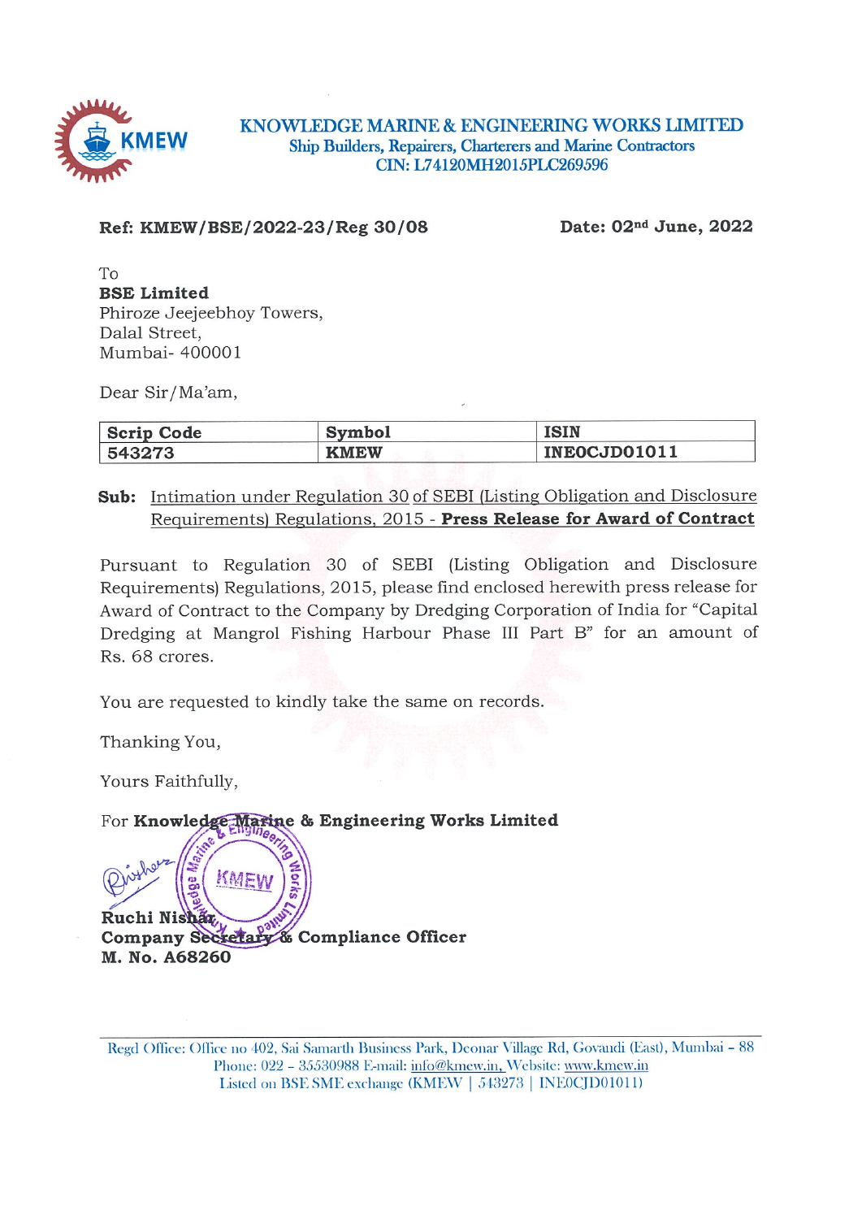# KNOWLEDGE MARINE & ENGINEERING WORKS LIMITED

Ship Builders, Repairers, Charterers and Marine Contractors

CIN: L74120MH2015PLC269596

**Ref: KMEW/BSE/2022-23/Reg 30/08** **Date: 02nd June, 2022**

To
**BSE Limited**
Phiroze Jeejeebhoy Towers,
Dalal Street,
Mumbai- 400001

Dear Sir/Ma'am,

| Scrip Code | Symbol | ISIN |
|---|---|---|
| 543273 | KMEW | INE0CJD01011 |

**Sub:** Intimation under Regulation 30 of SEBI (Listing Obligation and Disclosure Requirements) Regulations, 2015 - **Press Release for Award of Contract**

Pursuant to Regulation 30 of SEBI (Listing Obligation and Disclosure Requirements) Regulations, 2015, please find enclosed herewith press release for Award of Contract to the Company by Dredging Corporation of India for "Capital Dredging at Mangrol Fishing Harbour Phase III Part B" for an amount of Rs. 68 crores.

You are requested to kindly take the same on records.

Thanking You,

Yours Faithfully,

For **Knowledge Marine & Engineering Works Limited**

**Ruchi Nishar**
**Company Secretary & Compliance Officer**
**M. No. A68260**

Regd Office: Office no 402, Sai Samarth Business Park, Deonar Village Rd, Govandi (East), Mumbai – 88
Phone: 022 – 35530988 E-mail: info@kmew.in, Website: www.kmew.in
Listed on BSE SME exchange (KMEW | 543273 | INE0CJD01011)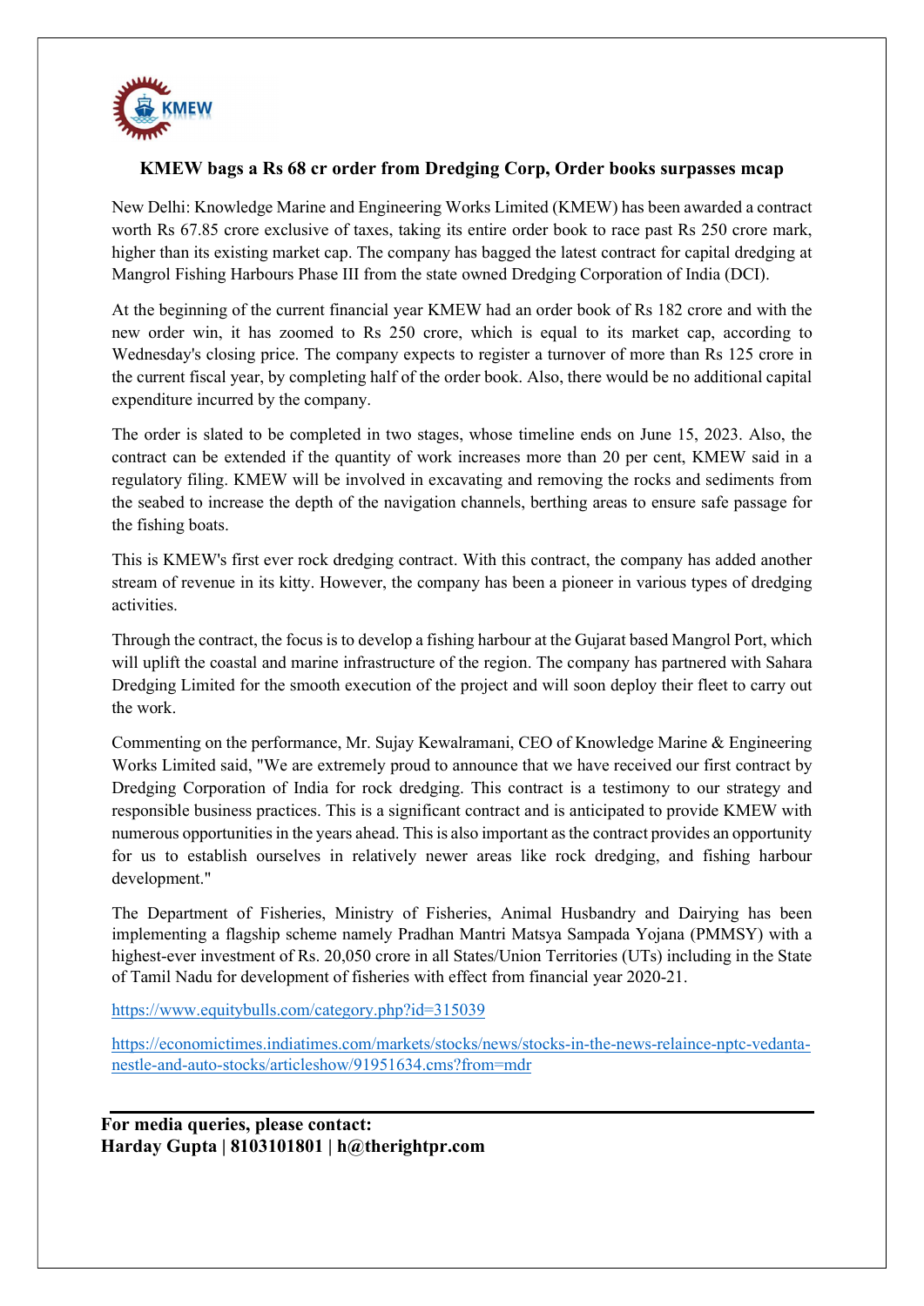**KMEW bags a Rs 68 cr order from Dredging Corp, Order books surpasses mcap**

New Delhi: Knowledge Marine and Engineering Works Limited (KMEW) has been awarded a contract worth Rs 67.85 crore exclusive of taxes, taking its entire order book to race past Rs 250 crore mark, higher than its existing market cap. The company has bagged the latest contract for capital dredging at Mangrol Fishing Harbours Phase III from the state owned Dredging Corporation of India (DCI).

At the beginning of the current financial year KMEW had an order book of Rs 182 crore and with the new order win, it has zoomed to Rs 250 crore, which is equal to its market cap, according to Wednesday's closing price. The company expects to register a turnover of more than Rs 125 crore in the current fiscal year, by completing half of the order book. Also, there would be no additional capital expenditure incurred by the company.

The order is slated to be completed in two stages, whose timeline ends on June 15, 2023. Also, the contract can be extended if the quantity of work increases more than 20 per cent, KMEW said in a regulatory filing. KMEW will be involved in excavating and removing the rocks and sediments from the seabed to increase the depth of the navigation channels, berthing areas to ensure safe passage for the fishing boats.

This is KMEW's first ever rock dredging contract. With this contract, the company has added another stream of revenue in its kitty. However, the company has been a pioneer in various types of dredging activities.

Through the contract, the focus is to develop a fishing harbour at the Gujarat based Mangrol Port, which will uplift the coastal and marine infrastructure of the region. The company has partnered with Sahara Dredging Limited for the smooth execution of the project and will soon deploy their fleet to carry out the work.

Commenting on the performance, Mr. Sujay Kewalramani, CEO of Knowledge Marine & Engineering Works Limited said, "We are extremely proud to announce that we have received our first contract by Dredging Corporation of India for rock dredging. This contract is a testimony to our strategy and responsible business practices. This is a significant contract and is anticipated to provide KMEW with numerous opportunities in the years ahead. This is also important as the contract provides an opportunity for us to establish ourselves in relatively newer areas like rock dredging, and fishing harbour development."

The Department of Fisheries, Ministry of Fisheries, Animal Husbandry and Dairying has been implementing a flagship scheme namely Pradhan Mantri Matsya Sampada Yojana (PMMSY) with a highest-ever investment of Rs. 20,050 crore in all States/Union Territories (UTs) including in the State of Tamil Nadu for development of fisheries with effect from financial year 2020-21.

https://www.equitybulls.com/category.php?id=315039

https://economictimes.indiatimes.com/markets/stocks/news/stocks-in-the-news-relaince-nptc-vedanta-nestle-and-auto-stocks/articleshow/91951634.cms?from=mdr

---

**For media queries, please contact:**
**Harday Gupta | 8103101801 | h@therightpr.com**